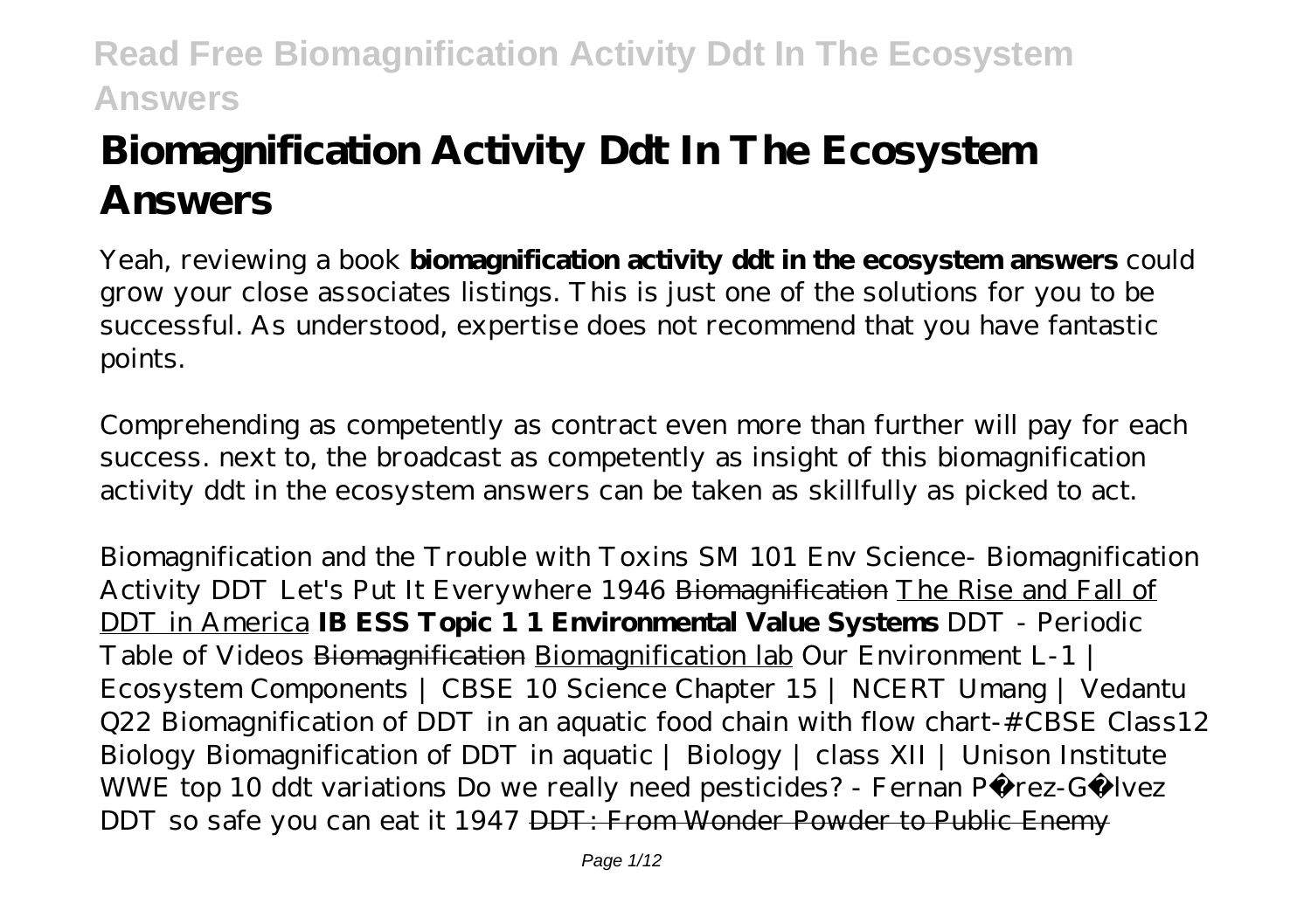# Biomagnification Activity Ddt In The Ecosystem Answers

Yeah, reviewing a book **biomagnification activity ddt in the ecosystem answers** could grow your close associates listings. This is just one of the solutions for you to be successful. As understood, expertise does not recommend that you have fantastic points.

Comprehending as competently as contract even more than further will pay for each success. next to, the broadcast as competently as insight of this biomagnification activity ddt in the ecosystem answers can be taken as skillfully as picked to act.

*Biomagnification and the Trouble with Toxins SM 101 Env Science- Biomagnification Activity DDT Let's Put It Everywhere 1946* Biomagnification The Rise and Fall of DDT in America **IB ESS Topic 1 1 Environmental Value Systems** *DDT - Periodic Table of Videos* Biomagnification Biomagnification lab *Our Environment L-1 | Ecosystem Components | CBSE 10 Science Chapter 15 | NCERT Umang | Vedantu Q22 Biomagnification of DDT in an aquatic food chain with flow chart-#CBSE Class12 Biology Biomagnification of DDT in aquatic | Biology | class XII | Unison Institute WWE top 10 ddt variations Do we really need pesticides? - Fernan Pérez-Gálvez DDT so safe you can eat it 1947* DDT: From Wonder Powder to Public Enemy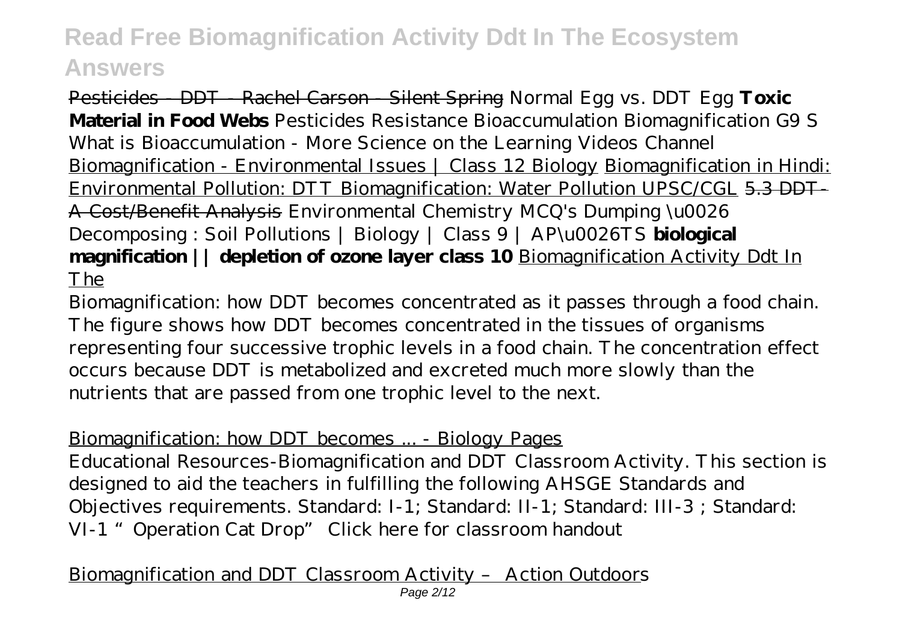Pesticides - DDT - Rachel Carson - Silent Spring *Normal Egg vs. DDT Egg* **Toxic Material in Food Webs** *Pesticides Resistance Bioaccumulation Biomagnification G9 S* *What is Bioaccumulation - More Science on the Learning Videos Channel* Biomagnification - Environmental Issues | Class 12 Biology Biomagnification in Hindi: Environmental Pollution: DTT Biomagnification: Water Pollution UPSC/CGL ~~5.3 DDT - A Cost/Benefit Analysis~~ *Environmental Chemistry MCQ's* *Dumping \u0026 Decomposing : Soil Pollutions | Biology | Class 9 | AP\u0026TS* **biological magnification || depletion of ozone layer class 10** Biomagnification Activity Ddt In The

Biomagnification: how DDT becomes concentrated as it passes through a food chain. The figure shows how DDT becomes concentrated in the tissues of organisms representing four successive trophic levels in a food chain. The concentration effect occurs because DDT is metabolized and excreted much more slowly than the nutrients that are passed from one trophic level to the next.

Biomagnification: how DDT becomes ... - Biology Pages

Educational Resources-Biomagnification and DDT Classroom Activity. This section is designed to aid the teachers in fulfilling the following AHSGE Standards and Objectives requirements. Standard: I-1; Standard: II-1; Standard: III-3 ; Standard: VI-1 "Operation Cat Drop" Click here for classroom handout

Biomagnification and DDT Classroom Activity – Action Outdoors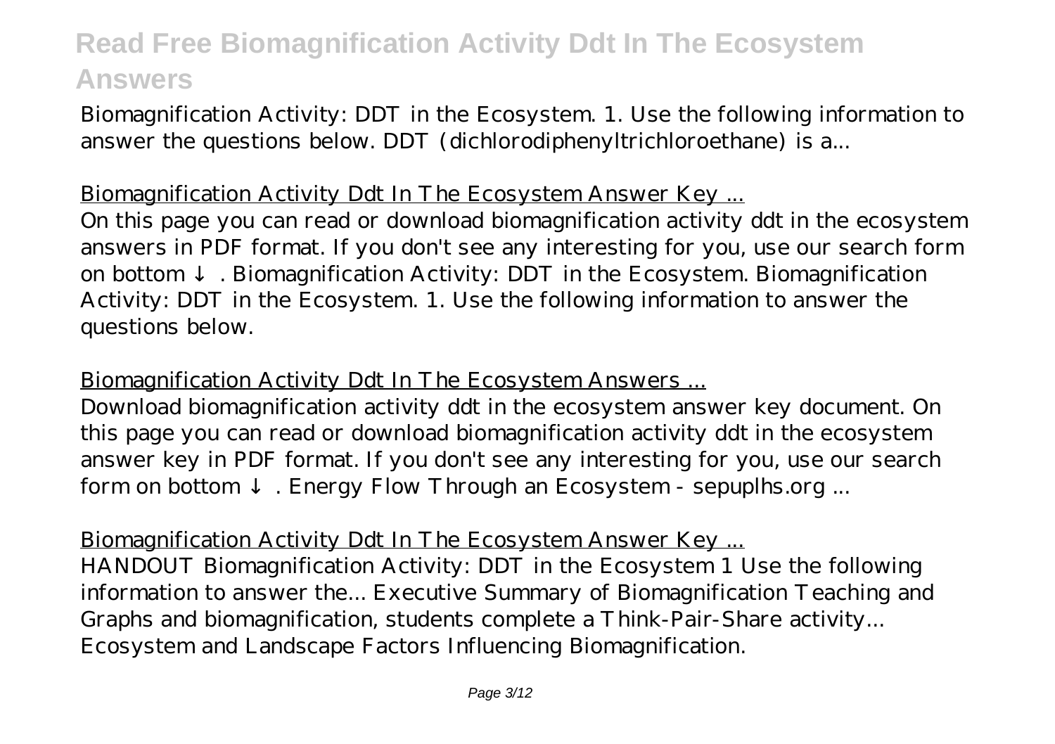Biomagnification Activity: DDT in the Ecosystem. 1. Use the following information to answer the questions below. DDT (dichlorodiphenyltrichloroethane) is a...

Biomagnification Activity Ddt In The Ecosystem Answer Key ...

On this page you can read or download biomagnification activity ddt in the ecosystem answers in PDF format. If you don't see any interesting for you, use our search form on bottom ↓ . Biomagnification Activity: DDT in the Ecosystem. Biomagnification Activity: DDT in the Ecosystem. 1. Use the following information to answer the questions below.

Biomagnification Activity Ddt In The Ecosystem Answers ...

Download biomagnification activity ddt in the ecosystem answer key document. On this page you can read or download biomagnification activity ddt in the ecosystem answer key in PDF format. If you don't see any interesting for you, use our search form on bottom ↓ . Energy Flow Through an Ecosystem - sepuplhs.org ...

Biomagnification Activity Ddt In The Ecosystem Answer Key ...

HANDOUT Biomagnification Activity: DDT in the Ecosystem 1 Use the following information to answer the... Executive Summary of Biomagnification Teaching and Graphs and biomagnification, students complete a Think-Pair-Share activity... Ecosystem and Landscape Factors Influencing Biomagnification.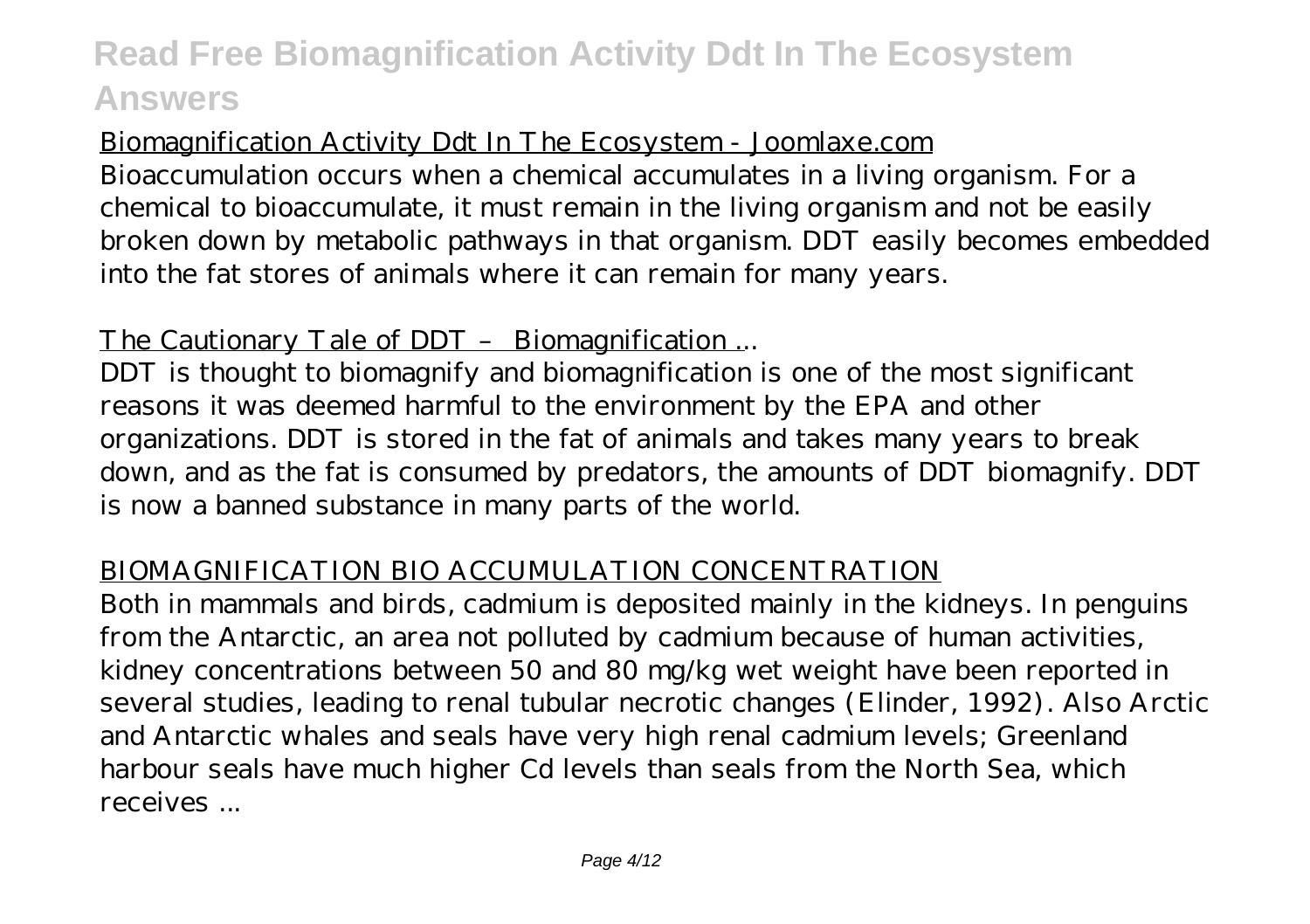## Biomagnification Activity Ddt In The Ecosystem - Joomlaxe.com

Bioaccumulation occurs when a chemical accumulates in a living organism. For a chemical to bioaccumulate, it must remain in the living organism and not be easily broken down by metabolic pathways in that organism. DDT easily becomes embedded into the fat stores of animals where it can remain for many years.

## The Cautionary Tale of DDT – Biomagnification ...

DDT is thought to biomagnify and biomagnification is one of the most significant reasons it was deemed harmful to the environment by the EPA and other organizations. DDT is stored in the fat of animals and takes many years to break down, and as the fat is consumed by predators, the amounts of DDT biomagnify. DDT is now a banned substance in many parts of the world.

## BIOMAGNIFICATION BIO ACCUMULATION CONCENTRATION

Both in mammals and birds, cadmium is deposited mainly in the kidneys. In penguins from the Antarctic, an area not polluted by cadmium because of human activities, kidney concentrations between 50 and 80 mg/kg wet weight have been reported in several studies, leading to renal tubular necrotic changes (Elinder, 1992). Also Arctic and Antarctic whales and seals have very high renal cadmium levels; Greenland harbour seals have much higher Cd levels than seals from the North Sea, which receives ...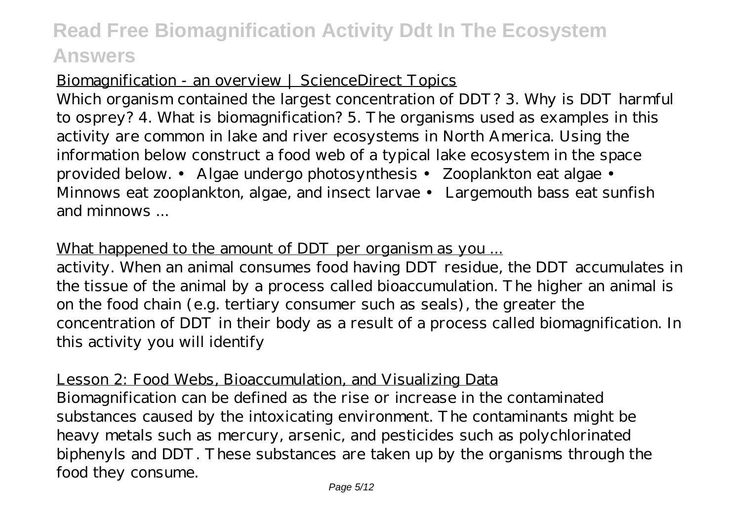Biomagnification - an overview | ScienceDirect Topics

Which organism contained the largest concentration of DDT? 3. Why is DDT harmful to osprey? 4. What is biomagnification? 5. The organisms used as examples in this activity are common in lake and river ecosystems in North America. Using the information below construct a food web of a typical lake ecosystem in the space provided below. • Algae undergo photosynthesis • Zooplankton eat algae • Minnows eat zooplankton, algae, and insect larvae • Largemouth bass eat sunfish and minnows ...

What happened to the amount of DDT per organism as you ...

activity. When an animal consumes food having DDT residue, the DDT accumulates in the tissue of the animal by a process called bioaccumulation. The higher an animal is on the food chain (e.g. tertiary consumer such as seals), the greater the concentration of DDT in their body as a result of a process called biomagnification. In this activity you will identify

Lesson 2: Food Webs, Bioaccumulation, and Visualizing Data

Biomagnification can be defined as the rise or increase in the contaminated substances caused by the intoxicating environment. The contaminants might be heavy metals such as mercury, arsenic, and pesticides such as polychlorinated biphenyls and DDT. These substances are taken up by the organisms through the food they consume.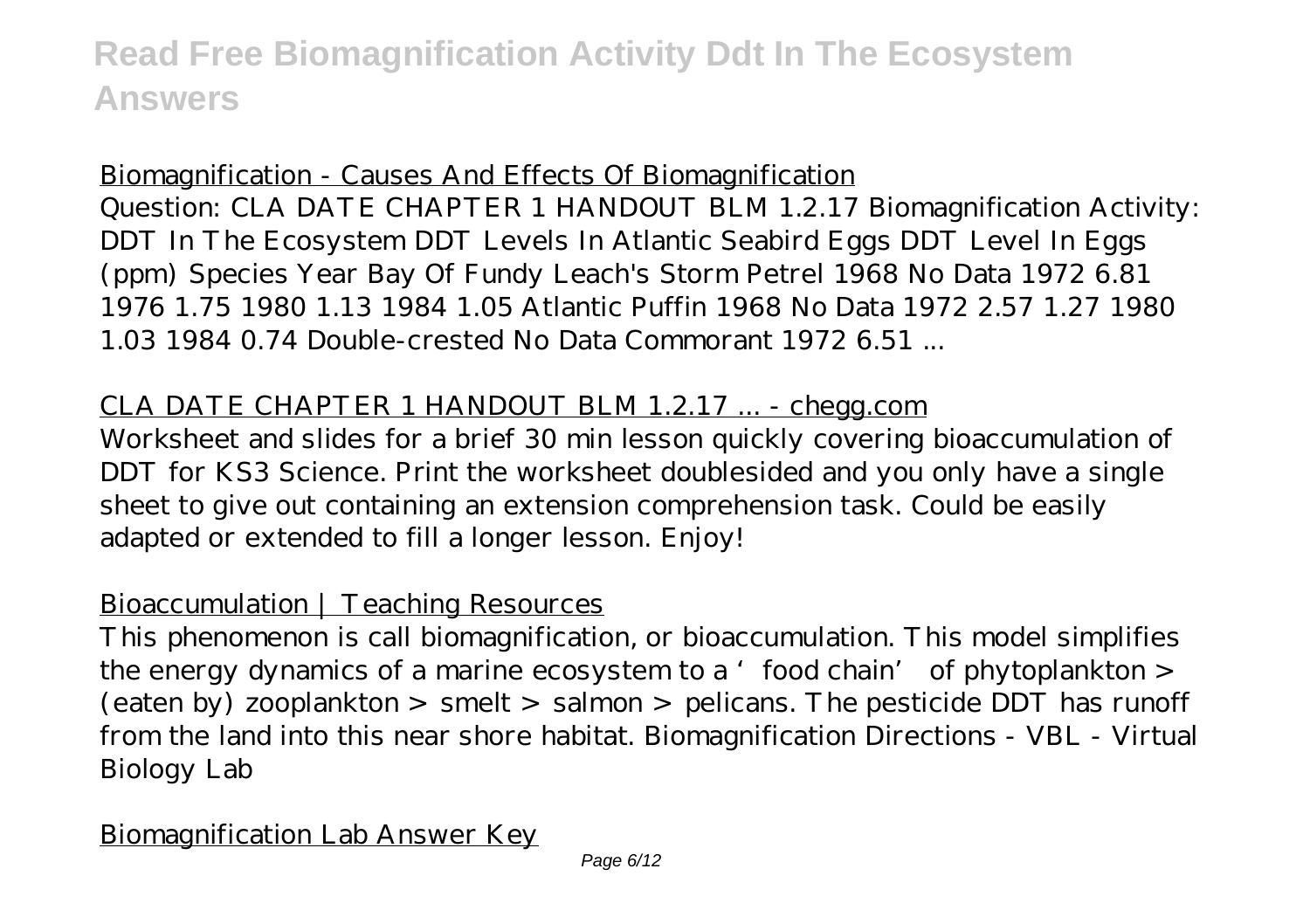Biomagnification - Causes And Effects Of Biomagnification

Question: CLA DATE CHAPTER 1 HANDOUT BLM 1.2.17 Biomagnification Activity: DDT In The Ecosystem DDT Levels In Atlantic Seabird Eggs DDT Level In Eggs (ppm) Species Year Bay Of Fundy Leach's Storm Petrel 1968 No Data 1972 6.81 1976 1.75 1980 1.13 1984 1.05 Atlantic Puffin 1968 No Data 1972 2.57 1.27 1980 1.03 1984 0.74 Double-crested No Data Commorant 1972 6.51 ...

CLA DATE CHAPTER 1 HANDOUT BLM 1.2.17 ... - chegg.com

Worksheet and slides for a brief 30 min lesson quickly covering bioaccumulation of DDT for KS3 Science. Print the worksheet doublesided and you only have a single sheet to give out containing an extension comprehension task. Could be easily adapted or extended to fill a longer lesson. Enjoy!

Bioaccumulation | Teaching Resources

This phenomenon is call biomagnification, or bioaccumulation. This model simplifies the energy dynamics of a marine ecosystem to a 'food chain' of phytoplankton > (eaten by) zooplankton > smelt > salmon > pelicans. The pesticide DDT has runoff from the land into this near shore habitat. Biomagnification Directions - VBL - Virtual Biology Lab

Biomagnification Lab Answer Key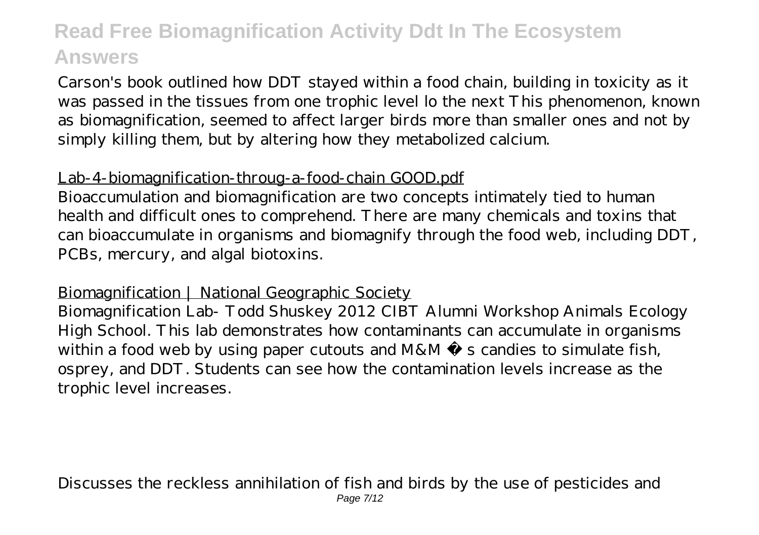Carson's book outlined how DDT stayed within a food chain, building in toxicity as it was passed in the tissues from one trophic level lo the next This phenomenon, known as biomagnification, seemed to affect larger birds more than smaller ones and not by simply killing them, but by altering how they metabolized calcium.

Lab-4-biomagnification-throug-a-food-chain GOOD.pdf

Bioaccumulation and biomagnification are two concepts intimately tied to human health and difficult ones to comprehend. There are many chemicals and toxins that can bioaccumulate in organisms and biomagnify through the food web, including DDT, PCBs, mercury, and algal biotoxins.

Biomagnification | National Geographic Society

Biomagnification Lab- Todd Shuskey 2012 CIBT Alumni Workshop Animals Ecology High School. This lab demonstrates how contaminants can accumulate in organisms within a food web by using paper cutouts and M&M ® s candies to simulate fish, osprey, and DDT. Students can see how the contamination levels increase as the trophic level increases.

Discusses the reckless annihilation of fish and birds by the use of pesticides and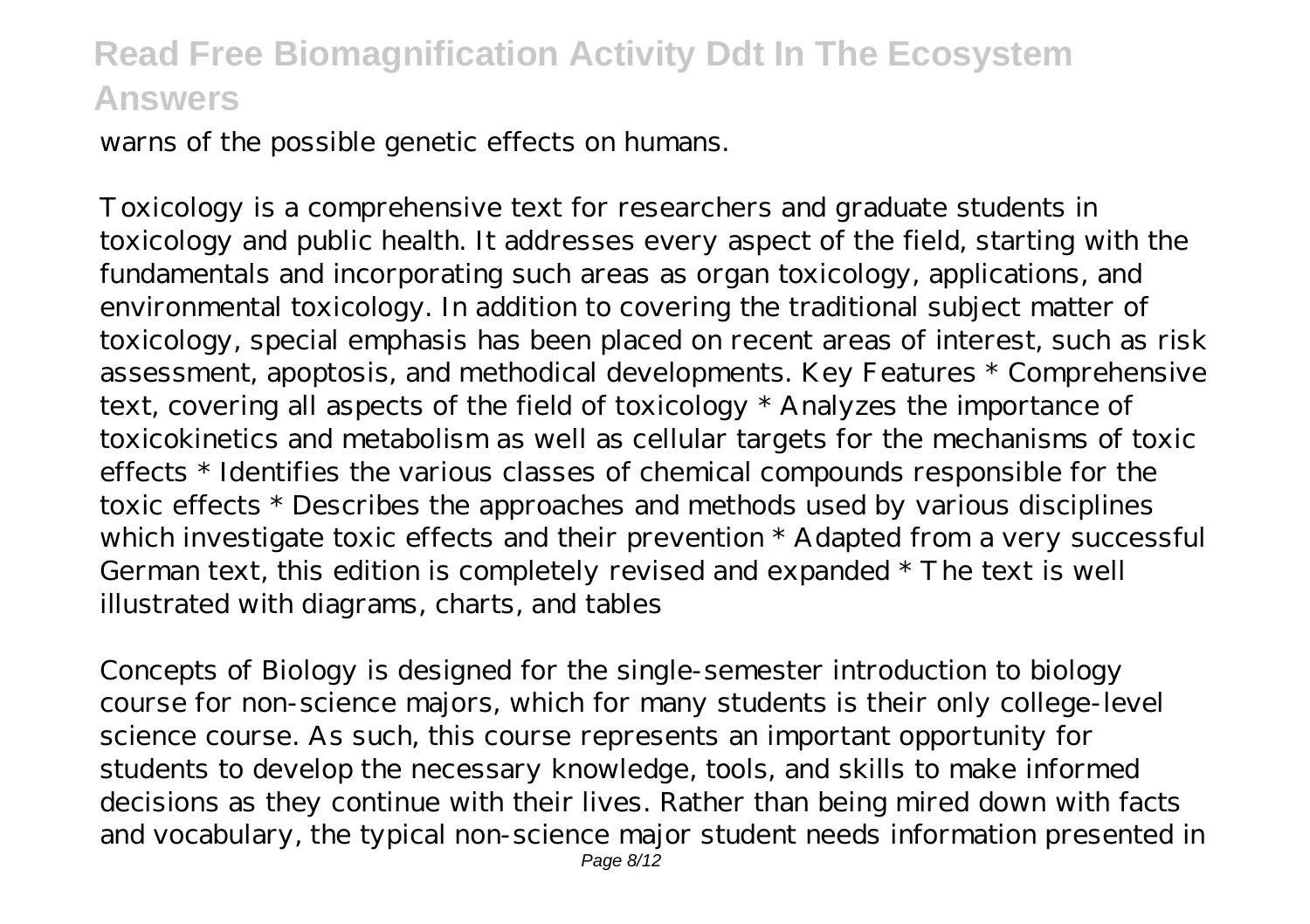warns of the possible genetic effects on humans.

Toxicology is a comprehensive text for researchers and graduate students in toxicology and public health. It addresses every aspect of the field, starting with the fundamentals and incorporating such areas as organ toxicology, applications, and environmental toxicology. In addition to covering the traditional subject matter of toxicology, special emphasis has been placed on recent areas of interest, such as risk assessment, apoptosis, and methodical developments. Key Features * Comprehensive text, covering all aspects of the field of toxicology * Analyzes the importance of toxicokinetics and metabolism as well as cellular targets for the mechanisms of toxic effects * Identifies the various classes of chemical compounds responsible for the toxic effects * Describes the approaches and methods used by various disciplines which investigate toxic effects and their prevention * Adapted from a very successful German text, this edition is completely revised and expanded * The text is well illustrated with diagrams, charts, and tables

Concepts of Biology is designed for the single-semester introduction to biology course for non-science majors, which for many students is their only college-level science course. As such, this course represents an important opportunity for students to develop the necessary knowledge, tools, and skills to make informed decisions as they continue with their lives. Rather than being mired down with facts and vocabulary, the typical non-science major student needs information presented in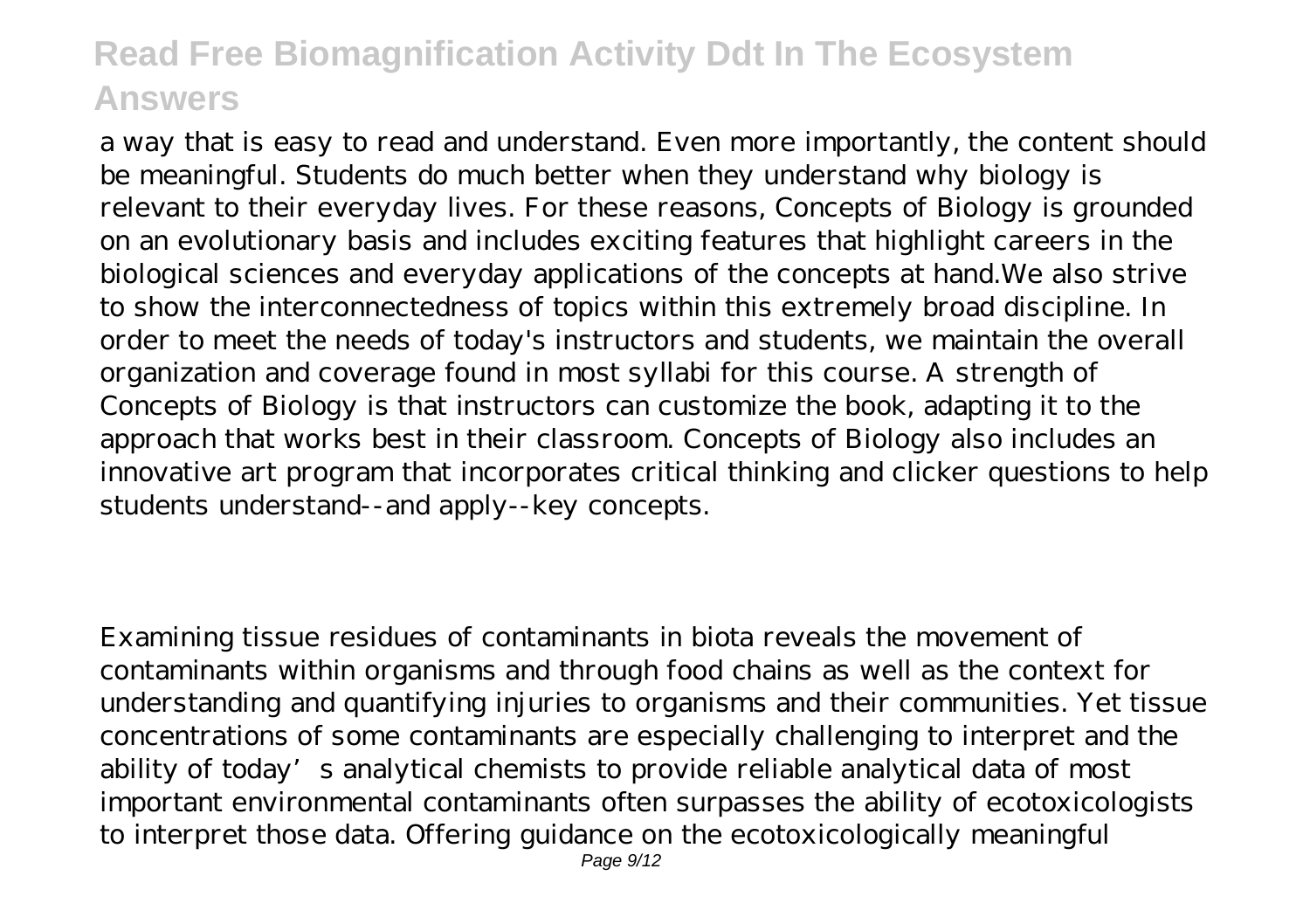a way that is easy to read and understand. Even more importantly, the content should be meaningful. Students do much better when they understand why biology is relevant to their everyday lives. For these reasons, Concepts of Biology is grounded on an evolutionary basis and includes exciting features that highlight careers in the biological sciences and everyday applications of the concepts at hand.We also strive to show the interconnectedness of topics within this extremely broad discipline. In order to meet the needs of today's instructors and students, we maintain the overall organization and coverage found in most syllabi for this course. A strength of Concepts of Biology is that instructors can customize the book, adapting it to the approach that works best in their classroom. Concepts of Biology also includes an innovative art program that incorporates critical thinking and clicker questions to help students understand--and apply--key concepts.

Examining tissue residues of contaminants in biota reveals the movement of contaminants within organisms and through food chains as well as the context for understanding and quantifying injuries to organisms and their communities. Yet tissue concentrations of some contaminants are especially challenging to interpret and the ability of today's analytical chemists to provide reliable analytical data of most important environmental contaminants often surpasses the ability of ecotoxicologists to interpret those data. Offering guidance on the ecotoxicologically meaningful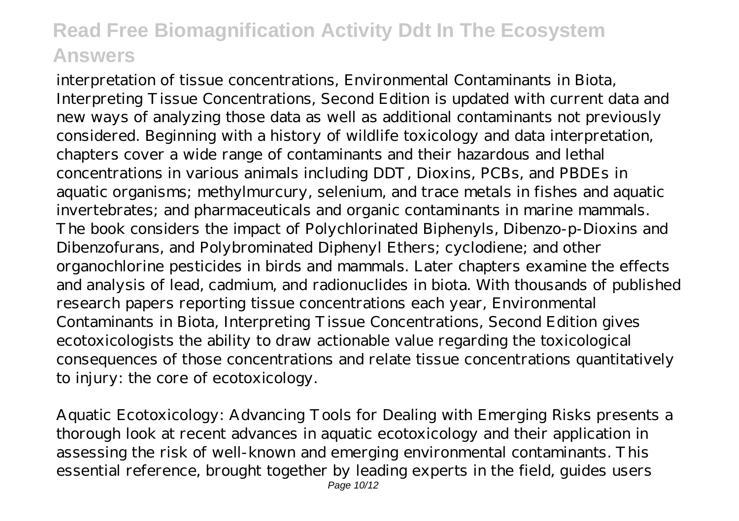interpretation of tissue concentrations, Environmental Contaminants in Biota, Interpreting Tissue Concentrations, Second Edition is updated with current data and new ways of analyzing those data as well as additional contaminants not previously considered. Beginning with a history of wildlife toxicology and data interpretation, chapters cover a wide range of contaminants and their hazardous and lethal concentrations in various animals including DDT, Dioxins, PCBs, and PBDEs in aquatic organisms; methylmurcury, selenium, and trace metals in fishes and aquatic invertebrates; and pharmaceuticals and organic contaminants in marine mammals. The book considers the impact of Polychlorinated Biphenyls, Dibenzo-p-Dioxins and Dibenzofurans, and Polybrominated Diphenyl Ethers; cyclodiene; and other organochlorine pesticides in birds and mammals. Later chapters examine the effects and analysis of lead, cadmium, and radionuclides in biota. With thousands of published research papers reporting tissue concentrations each year, Environmental Contaminants in Biota, Interpreting Tissue Concentrations, Second Edition gives ecotoxicologists the ability to draw actionable value regarding the toxicological consequences of those concentrations and relate tissue concentrations quantitatively to injury: the core of ecotoxicology.

Aquatic Ecotoxicology: Advancing Tools for Dealing with Emerging Risks presents a thorough look at recent advances in aquatic ecotoxicology and their application in assessing the risk of well-known and emerging environmental contaminants. This essential reference, brought together by leading experts in the field, guides users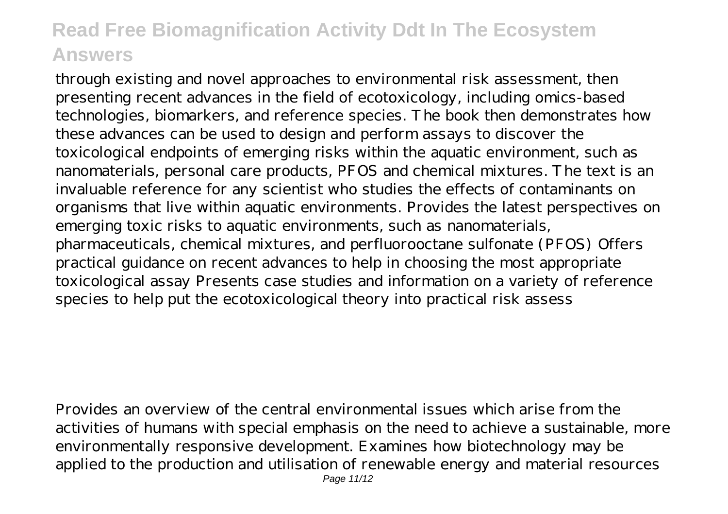through existing and novel approaches to environmental risk assessment, then presenting recent advances in the field of ecotoxicology, including omics-based technologies, biomarkers, and reference species. The book then demonstrates how these advances can be used to design and perform assays to discover the toxicological endpoints of emerging risks within the aquatic environment, such as nanomaterials, personal care products, PFOS and chemical mixtures. The text is an invaluable reference for any scientist who studies the effects of contaminants on organisms that live within aquatic environments. Provides the latest perspectives on emerging toxic risks to aquatic environments, such as nanomaterials, pharmaceuticals, chemical mixtures, and perfluorooctane sulfonate (PFOS) Offers practical guidance on recent advances to help in choosing the most appropriate toxicological assay Presents case studies and information on a variety of reference species to help put the ecotoxicological theory into practical risk assess

Provides an overview of the central environmental issues which arise from the activities of humans with special emphasis on the need to achieve a sustainable, more environmentally responsive development. Examines how biotechnology may be applied to the production and utilisation of renewable energy and material resources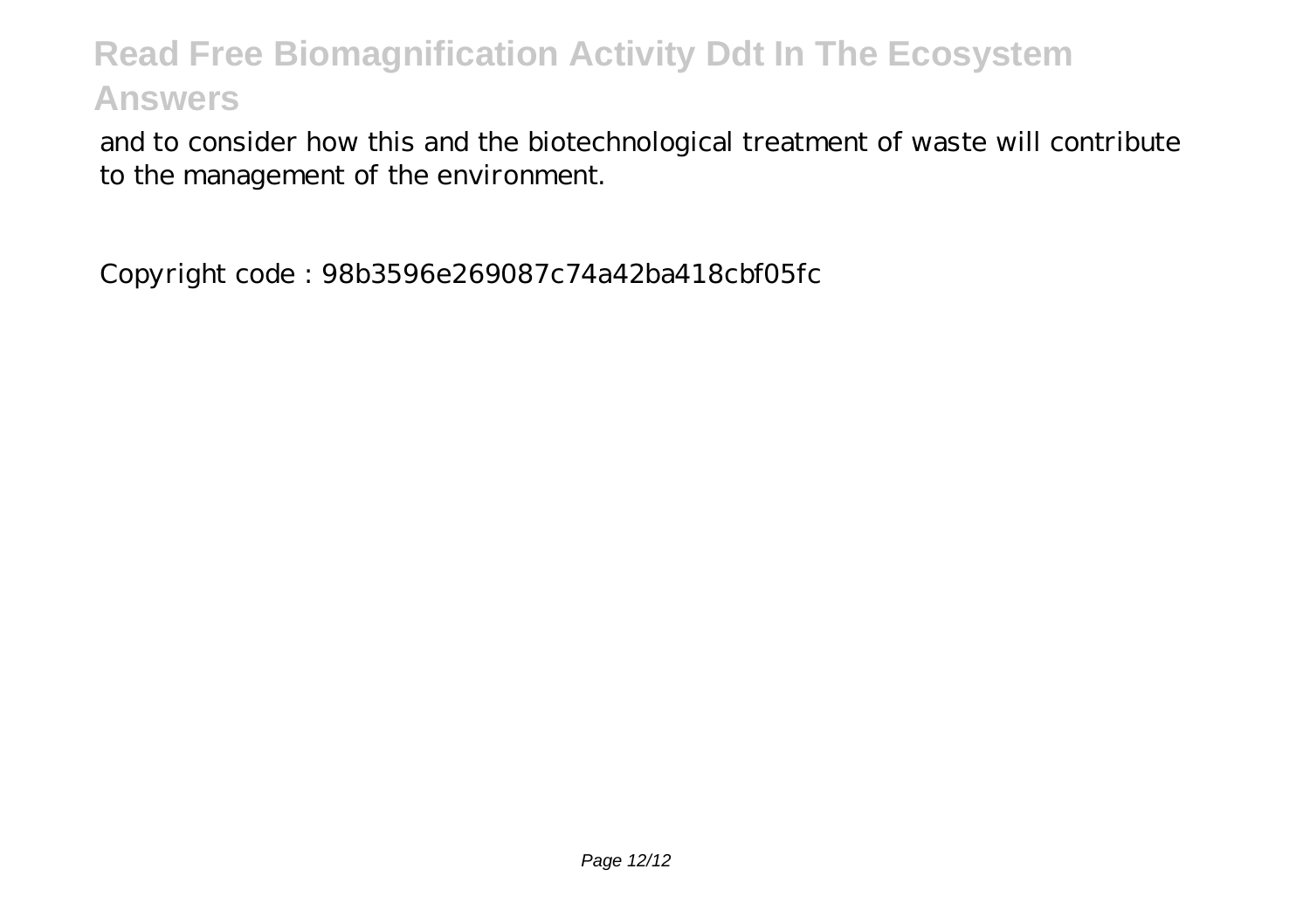and to consider how this and the biotechnological treatment of waste will contribute to the management of the environment.

Copyright code : 98b3596e269087c74a42ba418cbf05fc